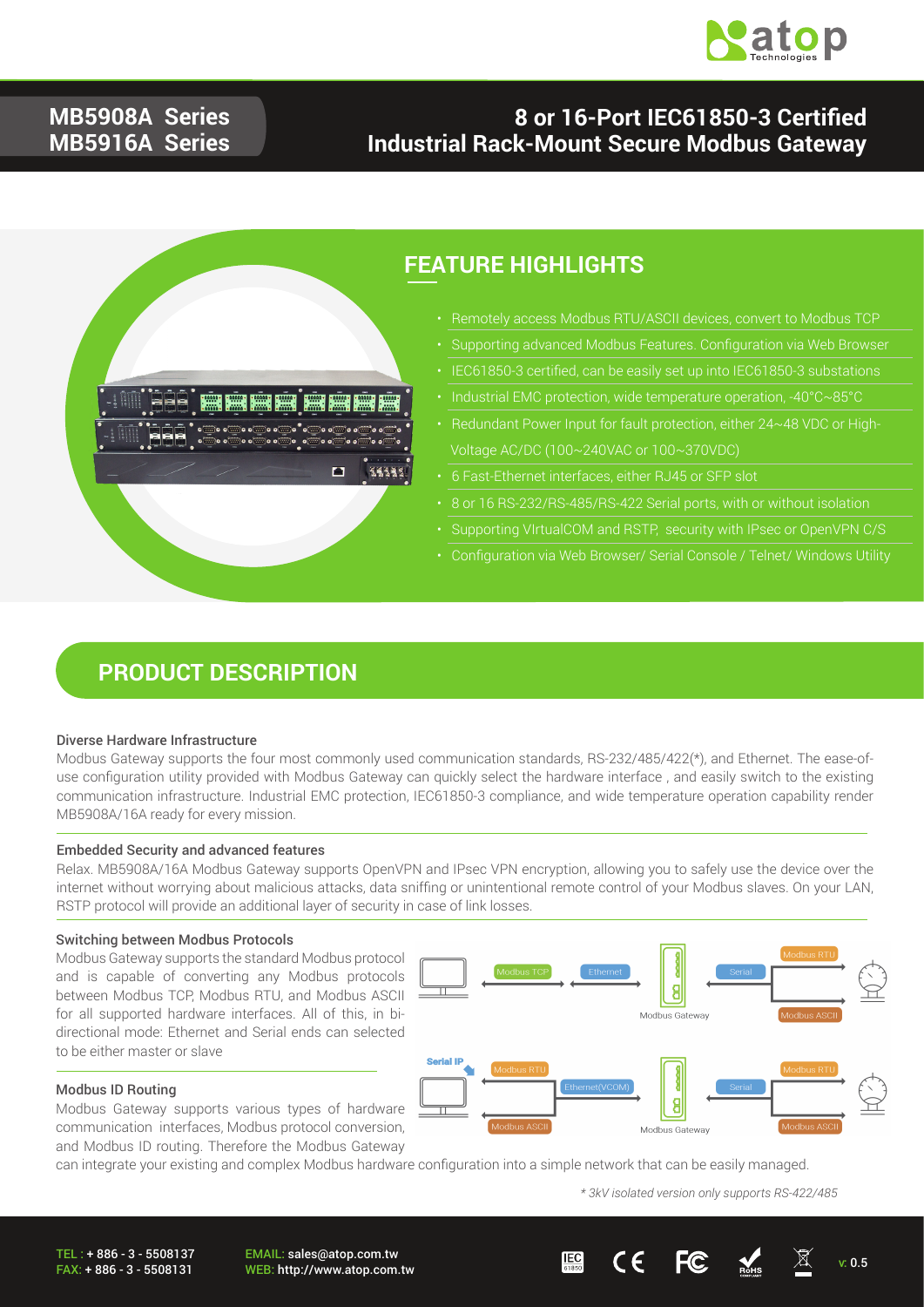# MB5908A Series
# MB5916A Series

# 8 or 16-Port IEC61850-3 Certified Industrial Rack-Mount Secure Modbus Gateway

## FEATURE HIGHLIGHTS

- Remotely access Modbus RTU/ASCII devices, convert to Modbus TCP
- Supporting advanced Modbus Features. Configuration via Web Browser
- IEC61850-3 certified, can be easily set up into IEC61850-3 substations
- Industrial EMC protection, wide temperature operation, -40°C~85°C
- Redundant Power Input for fault protection, either 24~48 VDC or High-Voltage AC/DC (100~240VAC or 100~370VDC)
- 6 Fast-Ethernet interfaces, either RJ45 or SFP slot
- 8 or 16 RS-232/RS-485/RS-422 Serial ports, with or without isolation
- Supporting VIrtualCOM and RSTP, security with IPsec or OpenVPN C/S
- Configuration via Web Browser/ Serial Console / Telnet/ Windows Utility

## PRODUCT DESCRIPTION

### Diverse Hardware Infrastructure

Modbus Gateway supports the four most commonly used communication standards, RS-232/485/422(*), and Ethernet. The ease-of-use configuration utility provided with Modbus Gateway can quickly select the hardware interface , and easily switch to the existing communication infrastructure. Industrial EMC protection, IEC61850-3 compliance, and wide temperature operation capability render MB5908A/16A ready for every mission.

### Embedded Security and advanced features

Relax. MB5908A/16A Modbus Gateway supports OpenVPN and IPsec VPN encryption, allowing you to safely use the device over the internet without worrying about malicious attacks, data sniffing or unintentional remote control of your Modbus slaves. On your LAN, RSTP protocol will provide an additional layer of security in case of link losses.

### Switching between Modbus Protocols

Modbus Gateway supports the standard Modbus protocol and is capable of converting any Modbus protocols between Modbus TCP, Modbus RTU, and Modbus ASCII for all supported hardware interfaces. All of this, in bi-directional mode: Ethernet and Serial ends can selected to be either master or slave

Modbus TCP — Ethernet — Modbus Gateway — Serial — Modbus RTU / Modbus ASCII

### Modbus ID Routing

Modbus Gateway supports various types of hardware communication interfaces, Modbus protocol conversion, and Modbus ID routing. Therefore the Modbus Gateway can integrate your existing and complex Modbus hardware configuration into a simple network that can be easily managed.

Serial IP: Modbus RTU / Modbus ASCII — Ethernet(VCOM) — Modbus Gateway — Serial — Modbus RTU / Modbus ASCII

*\* 3kV isolated version only supports RS-422/485*

TEL : + 886 - 3 - 5508137
FAX: + 886 - 3 - 5508131

EMAIL: sales@atop.com.tw
WEB: http://www.atop.com.tw

v: 0.5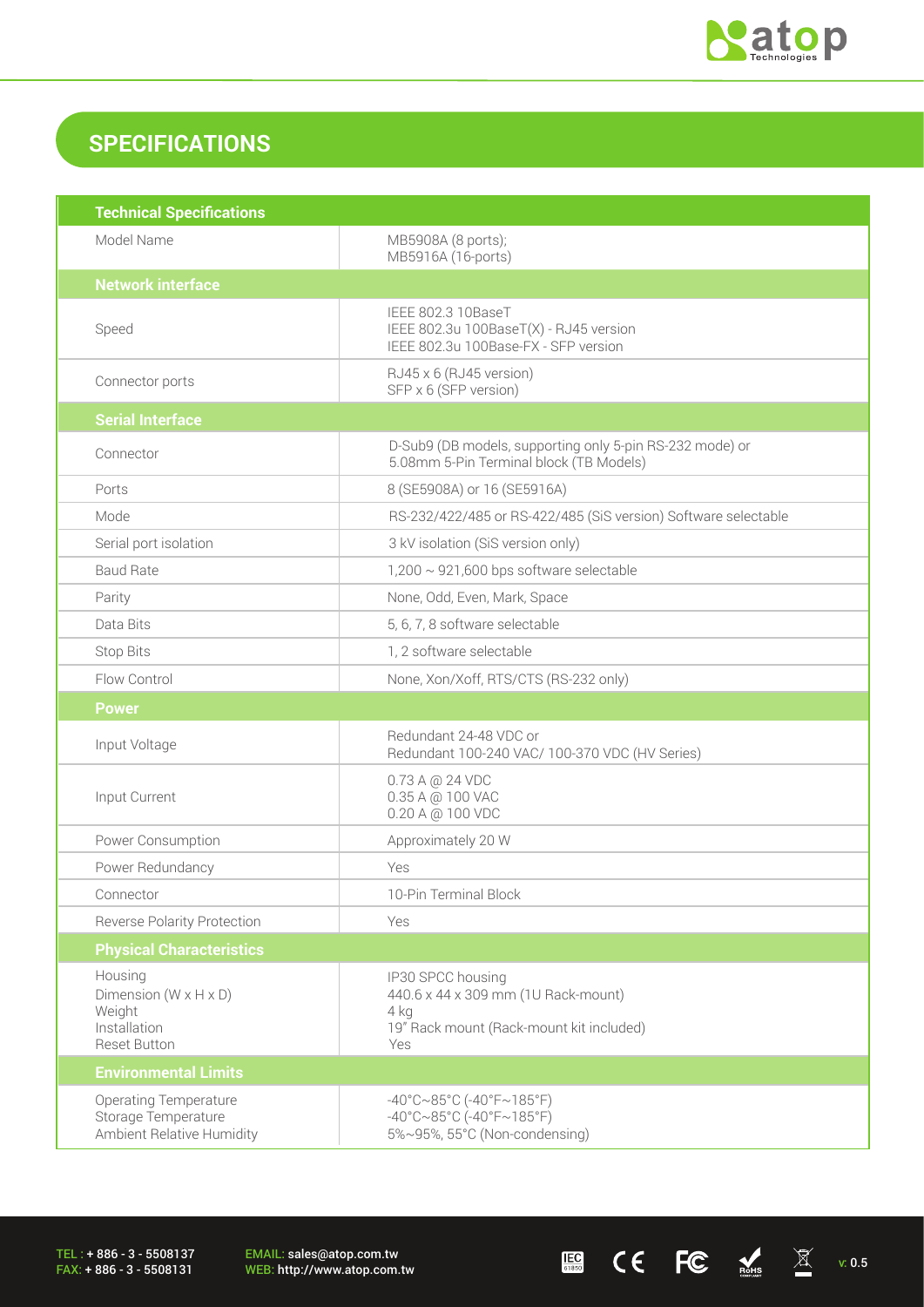## SPECIFICATIONS

| Technical Specifications | |
|---|---|
| Model Name | MB5908A (8 ports);<br>MB5916A (16-ports) |
| **Network interface** | |
| Speed | IEEE 802.3 10BaseT<br>IEEE 802.3u 100BaseT(X) - RJ45 version<br>IEEE 802.3u 100Base-FX - SFP version |
| Connector ports | RJ45 x 6 (RJ45 version)<br>SFP x 6 (SFP version) |
| **Serial Interface** | |
| Connector | D-Sub9 (DB models, supporting only 5-pin RS-232 mode) or<br>5.08mm 5-Pin Terminal block (TB Models) |
| Ports | 8 (SE5908A) or 16 (SE5916A) |
| Mode | RS-232/422/485 or RS-422/485 (SiS version) Software selectable |
| Serial port isolation | 3 kV isolation (SiS version only) |
| Baud Rate | 1,200 ~ 921,600 bps software selectable |
| Parity | None, Odd, Even, Mark, Space |
| Data Bits | 5, 6, 7, 8 software selectable |
| Stop Bits | 1, 2 software selectable |
| Flow Control | None, Xon/Xoff, RTS/CTS (RS-232 only) |
| **Power** | |
| Input Voltage | Redundant 24-48 VDC or<br>Redundant 100-240 VAC/ 100-370 VDC (HV Series) |
| Input Current | 0.73 A @ 24 VDC<br>0.35 A @ 100 VAC<br>0.20 A @ 100 VDC |
| Power Consumption | Approximately 20 W |
| Power Redundancy | Yes |
| Connector | 10-Pin Terminal Block |
| Reverse Polarity Protection | Yes |
| **Physical Characteristics** | |
| Housing<br>Dimension (W x H x D)<br>Weight<br>Installation<br>Reset Button | IP30 SPCC housing<br>440.6 x 44 x 309 mm (1U Rack-mount)<br>4 kg<br>19" Rack mount (Rack-mount kit included)<br>Yes |
| **Environmental Limits** | |
| Operating Temperature<br>Storage Temperature<br>Ambient Relative Humidity | -40°C~85°C (-40°F~185°F)<br>-40°C~85°C (-40°F~185°F)<br>5%~95%, 55°C (Non-condensing) |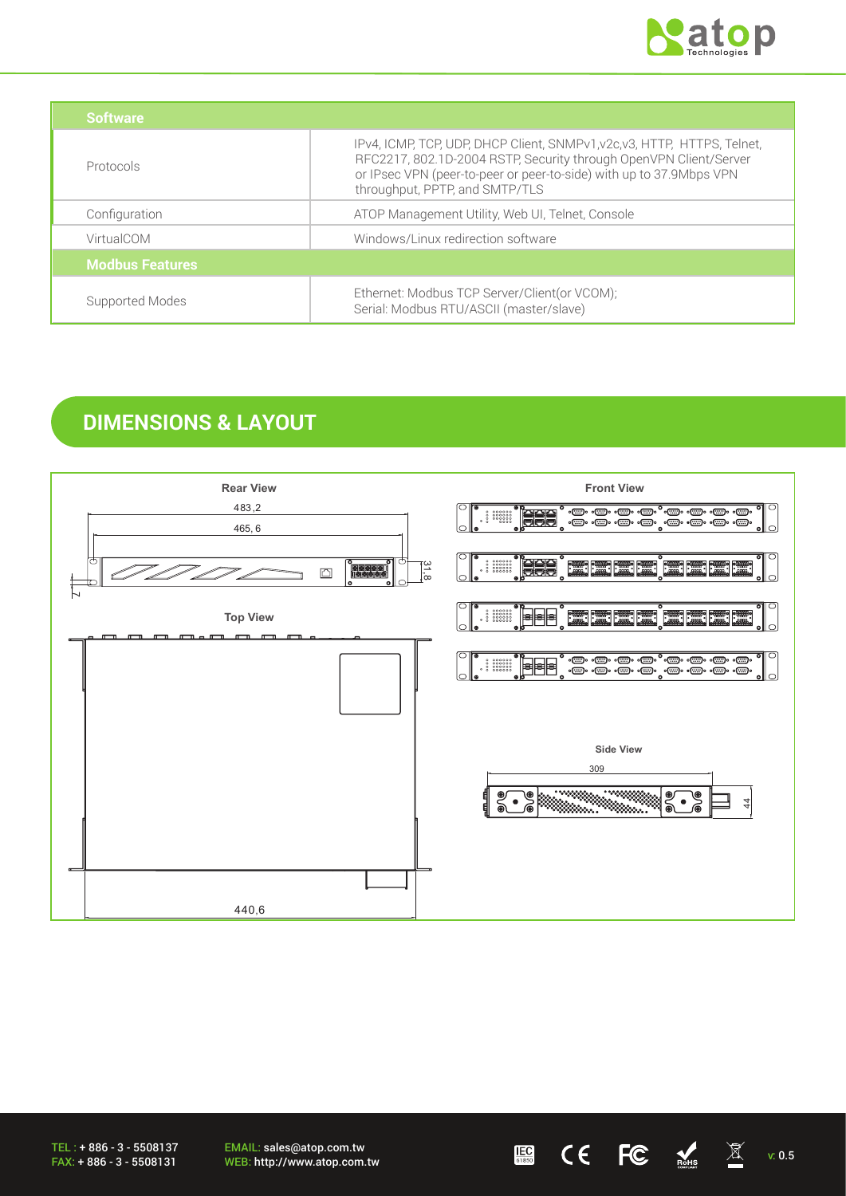| Software | |
|---|---|
| Protocols | IPv4, ICMP, TCP, UDP, DHCP Client, SNMPv1,v2c,v3, HTTP, HTTPS, Telnet, RFC2217, 802.1D-2004 RSTP, Security through OpenVPN Client/Server or IPsec VPN (peer-to-peer or peer-to-side) with up to 37.9Mbps VPN throughput, PPTP, and SMTP/TLS |
| Configuration | ATOP Management Utility, Web UI, Telnet, Console |
| VirtualCOM | Windows/Linux redirection software |
| **Modbus Features** | |
| Supported Modes | Ethernet: Modbus TCP Server/Client(or VCOM);<br>Serial: Modbus RTU/ASCII (master/slave) |

## DIMENSIONS & LAYOUT

Rear View

483,2

465,6

31,8

7,1

Top View

440,6

Front View

Side View

309

44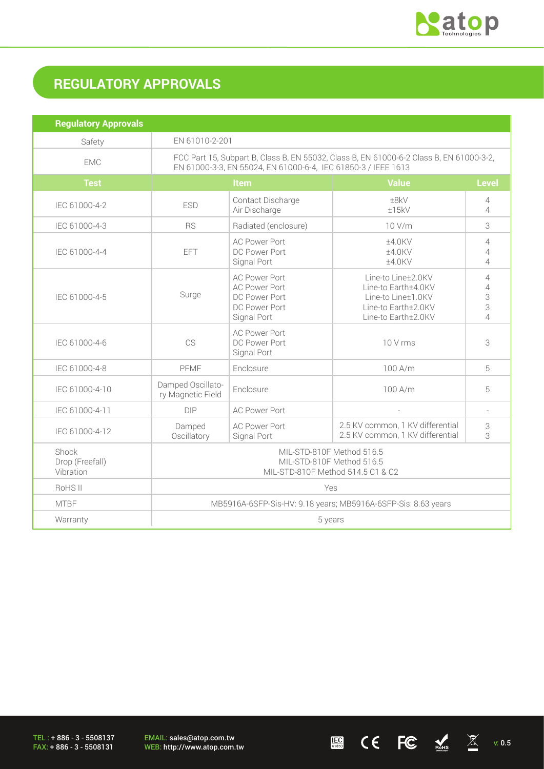## REGULATORY APPROVALS

| Regulatory Approvals | | | | |
|---|---|---|---|---|
| Safety | EN 61010-2-201 | | | |
| EMC | FCC Part 15, Subpart B, Class B, EN 55032, Class B, EN 61000-6-2 Class B, EN 61000-3-2, EN 61000-3-3, EN 55024, EN 61000-6-4, IEC 61850-3 / IEEE 1613 | | | |
| **Test** | **Item** | | **Value** | **Level** |
| IEC 61000-4-2 | ESD | Contact Discharge<br>Air Discharge | ±8kV<br>±15kV | 4<br>4 |
| IEC 61000-4-3 | RS | Radiated (enclosure) | 10 V/m | 3 |
| IEC 61000-4-4 | EFT | AC Power Port<br>DC Power Port<br>Signal Port | ±4.0KV<br>±4.0KV<br>±4.0KV | 4<br>4<br>4 |
| IEC 61000-4-5 | Surge | AC Power Port<br>AC Power Port<br>DC Power Port<br>DC Power Port<br>Signal Port | Line-to Line±2.0KV<br>Line-to Earth±4.0KV<br>Line-to Line±1.0KV<br>Line-to Earth±2.0KV<br>Line-to Earth±2.0KV | 4<br>4<br>3<br>3<br>4 |
| IEC 61000-4-6 | CS | AC Power Port<br>DC Power Port<br>Signal Port | 10 V rms | 3 |
| IEC 61000-4-8 | PFMF | Enclosure | 100 A/m | 5 |
| IEC 61000-4-10 | Damped Oscillatory Magnetic Field | Enclosure | 100 A/m | 5 |
| IEC 61000-4-11 | DIP | AC Power Port | - | - |
| IEC 61000-4-12 | Damped Oscillatory | AC Power Port<br>Signal Port | 2.5 KV common, 1 KV differential<br>2.5 KV common, 1 KV differential | 3<br>3 |
| Shock<br>Drop (Freefall)<br>Vibration | MIL-STD-810F Method 516.5<br>MIL-STD-810F Method 516.5<br>MIL-STD-810F Method 514.5 C1 & C2 | | | |
| RoHS II | Yes | | | |
| MTBF | MB5916A-6SFP-Sis-HV: 9.18 years; MB5916A-6SFP-Sis: 8.63 years | | | |
| Warranty | 5 years | | | |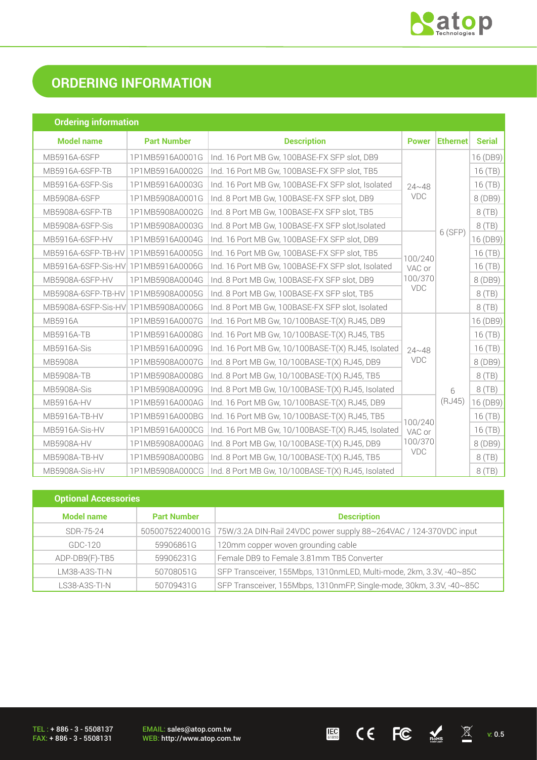# ORDERING INFORMATION

## Ordering information

| Model name | Part Number | Description | Power | Ethernet | Serial |
|---|---|---|---|---|---|
| MB5916A-6SFP | 1P1MB5916A0001G | Ind. 16 Port MB Gw, 100BASE-FX SFP slot, DB9 | 24~48 VDC | 6 (SFP) | 16 (DB9) |
| MB5916A-6SFP-TB | 1P1MB5916A0002G | Ind. 16 Port MB Gw, 100BASE-FX SFP slot, TB5 | | | 16 (TB) |
| MB5916A-6SFP-Sis | 1P1MB5916A0003G | Ind. 16 Port MB Gw, 100BASE-FX SFP slot, Isolated | | | 16 (TB) |
| MB5908A-6SFP | 1P1MB5908A0001G | Ind. 8 Port MB Gw, 100BASE-FX SFP slot, DB9 | | | 8 (DB9) |
| MB5908A-6SFP-TB | 1P1MB5908A0002G | Ind. 8 Port MB Gw, 100BASE-FX SFP slot, TB5 | | | 8 (TB) |
| MB5908A-6SFP-Sis | 1P1MB5908A0003G | Ind. 8 Port MB Gw, 100BASE-FX SFP slot,Isolated | | | 8 (TB) |
| MB5916A-6SFP-HV | 1P1MB5916A0004G | Ind. 16 Port MB Gw, 100BASE-FX SFP slot, DB9 | 100/240 VAC or 100/370 VDC | | 16 (DB9) |
| MB5916A-6SFP-TB-HV | 1P1MB5916A0005G | Ind. 16 Port MB Gw, 100BASE-FX SFP slot, TB5 | | | 16 (TB) |
| MB5916A-6SFP-Sis-HV | 1P1MB5916A0006G | Ind. 16 Port MB Gw, 100BASE-FX SFP slot, Isolated | | | 16 (TB) |
| MB5908A-6SFP-HV | 1P1MB5908A0004G | Ind. 8 Port MB Gw, 100BASE-FX SFP slot, DB9 | | | 8 (DB9) |
| MB5908A-6SFP-TB-HV | 1P1MB5908A0005G | Ind. 8 Port MB Gw, 100BASE-FX SFP slot, TB5 | | | 8 (TB) |
| MB5908A-6SFP-Sis-HV | 1P1MB5908A0006G | Ind. 8 Port MB Gw, 100BASE-FX SFP slot, Isolated | | | 8 (TB) |
| MB5916A | 1P1MB5916A0007G | Ind. 16 Port MB Gw, 10/100BASE-T(X) RJ45, DB9 | 24~48 VDC | 6 (RJ45) | 16 (DB9) |
| MB5916A-TB | 1P1MB5916A0008G | Ind. 16 Port MB Gw, 10/100BASE-T(X) RJ45, TB5 | | | 16 (TB) |
| MB5916A-Sis | 1P1MB5916A0009G | Ind. 16 Port MB Gw, 10/100BASE-T(X) RJ45, Isolated | | | 16 (TB) |
| MB5908A | 1P1MB5908A0007G | Ind. 8 Port MB Gw, 10/100BASE-T(X) RJ45, DB9 | | | 8 (DB9) |
| MB5908A-TB | 1P1MB5908A0008G | Ind. 8 Port MB Gw, 10/100BASE-T(X) RJ45, TB5 | | | 8 (TB) |
| MB5908A-Sis | 1P1MB5908A0009G | Ind. 8 Port MB Gw, 10/100BASE-T(X) RJ45, Isolated | | | 8 (TB) |
| MB5916A-HV | 1P1MB5916A000AG | Ind. 16 Port MB Gw, 10/100BASE-T(X) RJ45, DB9 | 100/240 VAC or 100/370 VDC | | 16 (DB9) |
| MB5916A-TB-HV | 1P1MB5916A000BG | Ind. 16 Port MB Gw, 10/100BASE-T(X) RJ45, TB5 | | | 16 (TB) |
| MB5916A-Sis-HV | 1P1MB5916A000CG | Ind. 16 Port MB Gw, 10/100BASE-T(X) RJ45, Isolated | | | 16 (TB) |
| MB5908A-HV | 1P1MB5908A000AG | Ind. 8 Port MB Gw, 10/100BASE-T(X) RJ45, DB9 | | | 8 (DB9) |
| MB5908A-TB-HV | 1P1MB5908A000BG | Ind. 8 Port MB Gw, 10/100BASE-T(X) RJ45, TB5 | | | 8 (TB) |
| MB5908A-Sis-HV | 1P1MB5908A000CG | Ind. 8 Port MB Gw, 10/100BASE-T(X) RJ45, Isolated | | | 8 (TB) |

## Optional Accessories

| Model name | Part Number | Description |
|---|---|---|
| SDR-75-24 | 50500752240001G | 75W/3.2A DIN-Rail 24VDC power supply 88~264VAC / 124-370VDC input |
| GDC-120 | 59906861G | 120mm copper woven grounding cable |
| ADP-DB9(F)-TB5 | 59906231G | Female DB9 to Female 3.81mm TB5 Converter |
| LM38-A3S-TI-N | 50708051G | SFP Transceiver, 155Mbps, 1310nmLED, Multi-mode, 2km, 3.3V, -40~85C |
| LS38-A3S-TI-N | 50709431G | SFP Transceiver, 155Mbps, 1310nmFP, Single-mode, 30km, 3.3V, -40~85C |

TEL : + 886 - 3 - 5508137
FAX: + 886 - 3 - 5508131

EMAIL: sales@atop.com.tw
WEB: http://www.atop.com.tw

v: 0.5